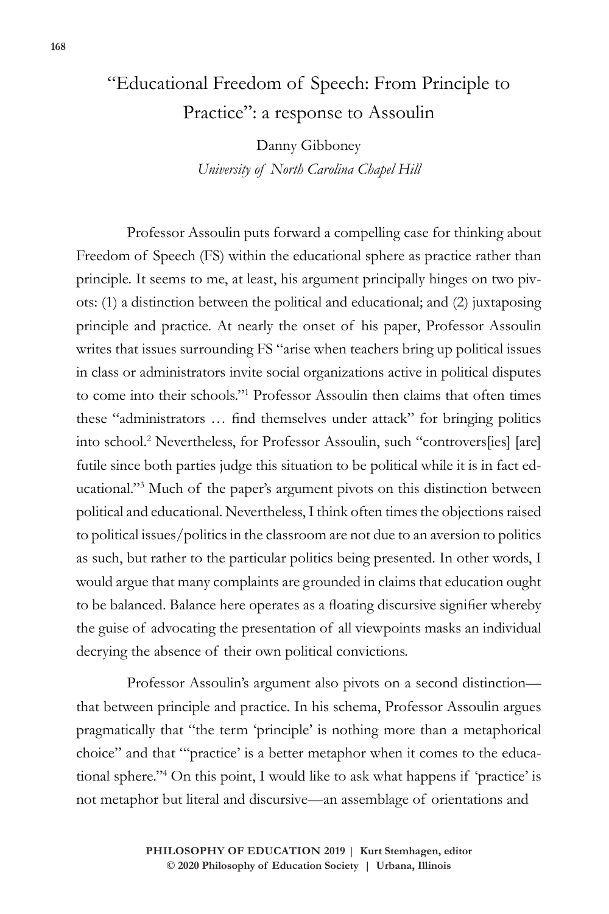# "Educational Freedom of Speech: From Principle to Practice": a response to Assoulin

Danny Gibboney

*University of North Carolina Chapel Hill*

Professor Assoulin puts forward a compelling case for thinking about Freedom of Speech (FS) within the educational sphere as practice rather than principle. It seems to me, at least, his argument principally hinges on two pivots: (1) a distinction between the political and educational; and (2) juxtaposing principle and practice. At nearly the onset of his paper, Professor Assoulin writes that issues surrounding FS "arise when teachers bring up political issues in class or administrators invite social organizations active in political disputes to come into their schools."[1] Professor Assoulin then claims that often times these "administrators … find themselves under attack" for bringing politics into school.[2] Nevertheless, for Professor Assoulin, such "controvers[ies] [are] futile since both parties judge this situation to be political while it is in fact educational."[3] Much of the paper's argument pivots on this distinction between political and educational. Nevertheless, I think often times the objections raised to political issues/politics in the classroom are not due to an aversion to politics as such, but rather to the particular politics being presented. In other words, I would argue that many complaints are grounded in claims that education ought to be balanced. Balance here operates as a floating discursive signifier whereby the guise of advocating the presentation of all viewpoints masks an individual decrying the absence of their own political convictions.

Professor Assoulin's argument also pivots on a second distinction—that between principle and practice. In his schema, Professor Assoulin argues pragmatically that "the term 'principle' is nothing more than a metaphorical choice" and that "'practice' is a better metaphor when it comes to the educational sphere."[4] On this point, I would like to ask what happens if 'practice' is not metaphor but literal and discursive—an assemblage of orientations and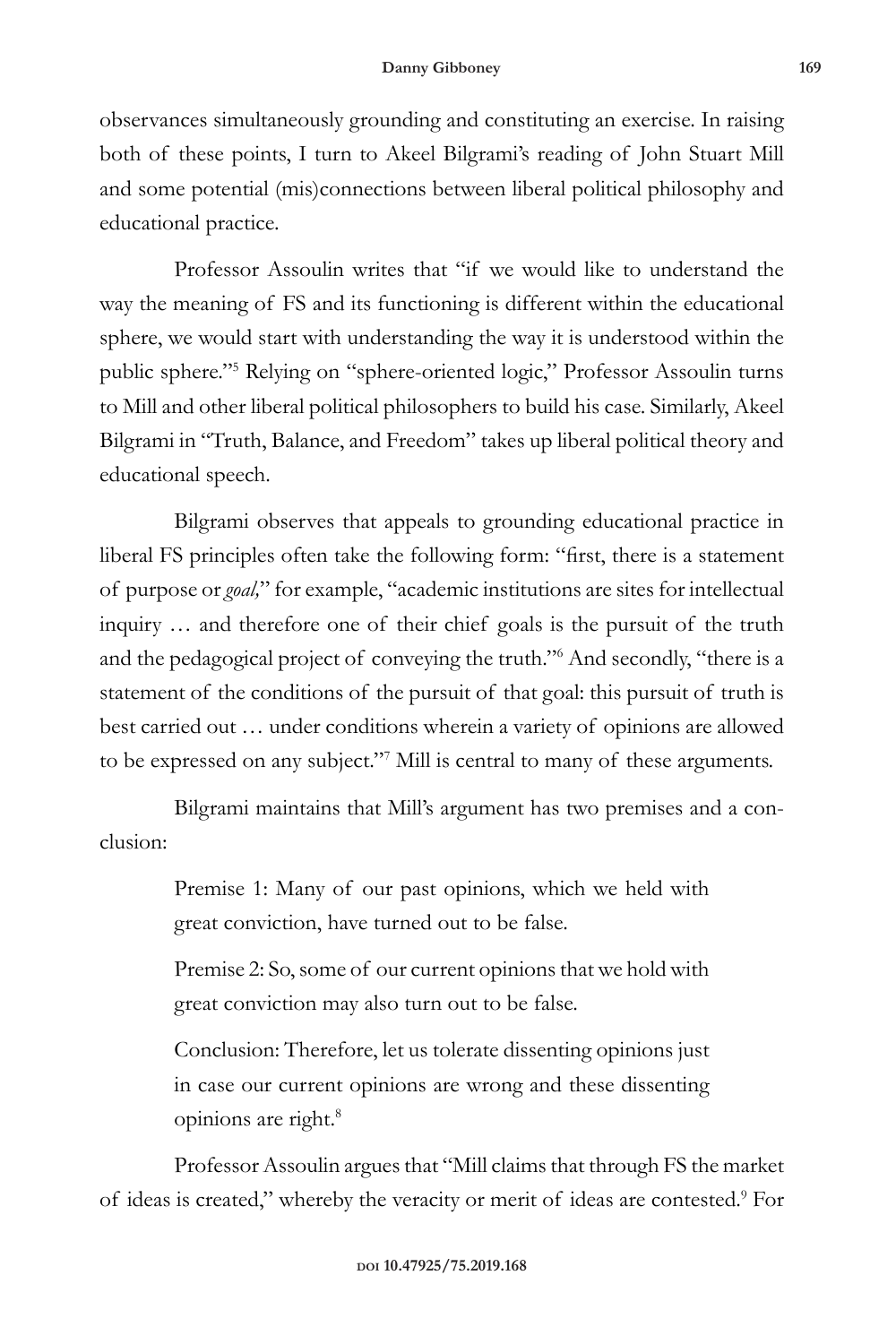observances simultaneously grounding and constituting an exercise. In raising both of these points, I turn to Akeel Bilgrami's reading of John Stuart Mill and some potential (mis)connections between liberal political philosophy and educational practice.

Professor Assoulin writes that "if we would like to understand the way the meaning of FS and its functioning is different within the educational sphere, we would start with understanding the way it is understood within the public sphere."[5] Relying on "sphere-oriented logic," Professor Assoulin turns to Mill and other liberal political philosophers to build his case. Similarly, Akeel Bilgrami in "Truth, Balance, and Freedom" takes up liberal political theory and educational speech.

Bilgrami observes that appeals to grounding educational practice in liberal FS principles often take the following form: "first, there is a statement of purpose or *goal,*" for example, "academic institutions are sites for intellectual inquiry … and therefore one of their chief goals is the pursuit of the truth and the pedagogical project of conveying the truth."[6] And secondly, "there is a statement of the conditions of the pursuit of that goal: this pursuit of truth is best carried out … under conditions wherein a variety of opinions are allowed to be expressed on any subject."[7] Mill is central to many of these arguments.

Bilgrami maintains that Mill's argument has two premises and a conclusion:

> Premise 1: Many of our past opinions, which we held with great conviction, have turned out to be false.
>
> Premise 2: So, some of our current opinions that we hold with great conviction may also turn out to be false.
>
> Conclusion: Therefore, let us tolerate dissenting opinions just in case our current opinions are wrong and these dissenting opinions are right.[8]

Professor Assoulin argues that "Mill claims that through FS the market of ideas is created," whereby the veracity or merit of ideas are contested.[9] For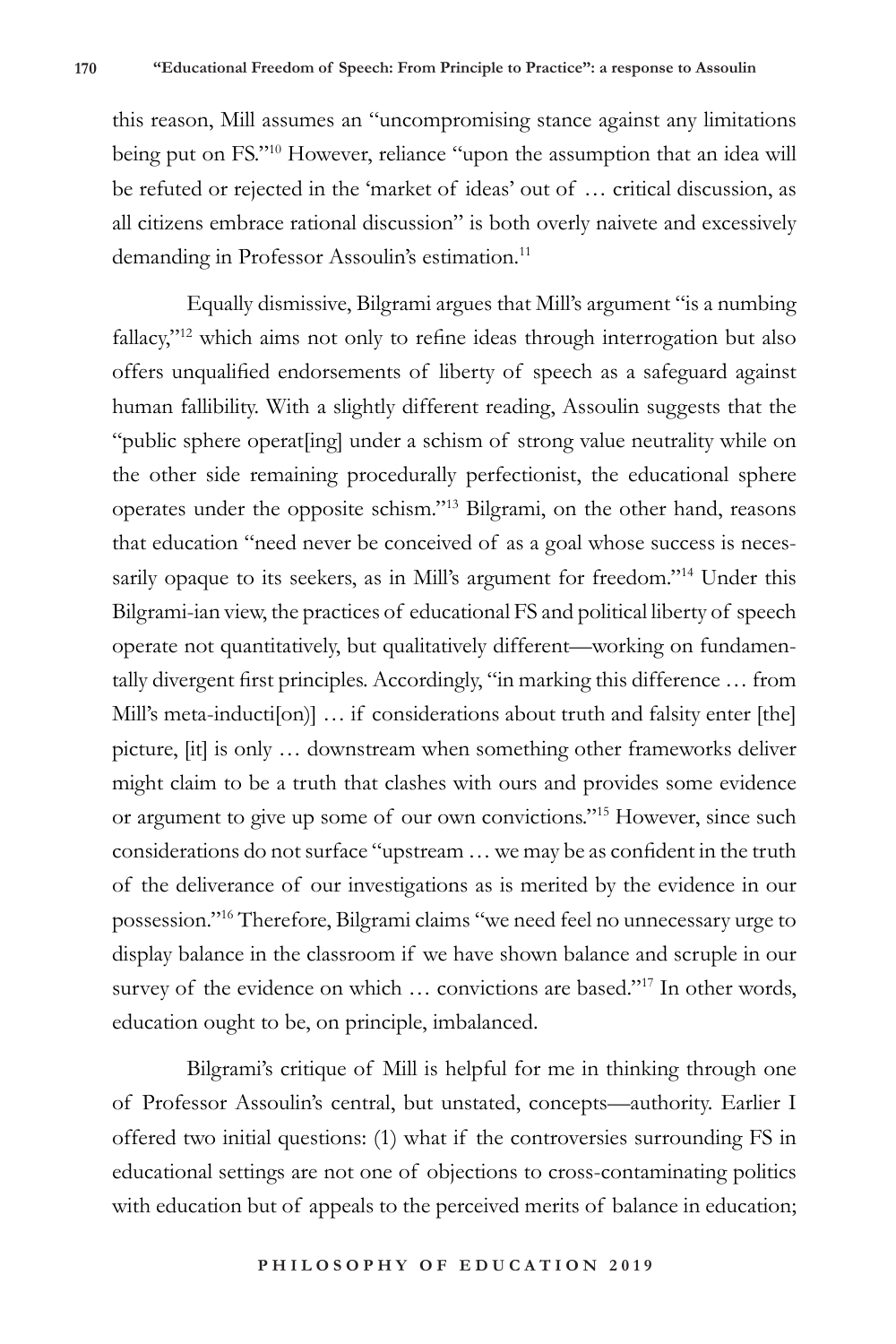this reason, Mill assumes an "uncompromising stance against any limitations being put on FS."[10] However, reliance "upon the assumption that an idea will be refuted or rejected in the 'market of ideas' out of … critical discussion, as all citizens embrace rational discussion" is both overly naivete and excessively demanding in Professor Assoulin's estimation.[11]

Equally dismissive, Bilgrami argues that Mill's argument "is a numbing fallacy,"[12] which aims not only to refine ideas through interrogation but also offers unqualified endorsements of liberty of speech as a safeguard against human fallibility. With a slightly different reading, Assoulin suggests that the "public sphere operat[ing] under a schism of strong value neutrality while on the other side remaining procedurally perfectionist, the educational sphere operates under the opposite schism."[13] Bilgrami, on the other hand, reasons that education "need never be conceived of as a goal whose success is necessarily opaque to its seekers, as in Mill's argument for freedom."[14] Under this Bilgrami-ian view, the practices of educational FS and political liberty of speech operate not quantitatively, but qualitatively different—working on fundamentally divergent first principles. Accordingly, "in marking this difference … from Mill's meta-inducti[on)] … if considerations about truth and falsity enter [the] picture, [it] is only … downstream when something other frameworks deliver might claim to be a truth that clashes with ours and provides some evidence or argument to give up some of our own convictions."[15] However, since such considerations do not surface "upstream … we may be as confident in the truth of the deliverance of our investigations as is merited by the evidence in our possession."[16] Therefore, Bilgrami claims "we need feel no unnecessary urge to display balance in the classroom if we have shown balance and scruple in our survey of the evidence on which … convictions are based."[17] In other words, education ought to be, on principle, imbalanced.

Bilgrami's critique of Mill is helpful for me in thinking through one of Professor Assoulin's central, but unstated, concepts—authority. Earlier I offered two initial questions: (1) what if the controversies surrounding FS in educational settings are not one of objections to cross-contaminating politics with education but of appeals to the perceived merits of balance in education;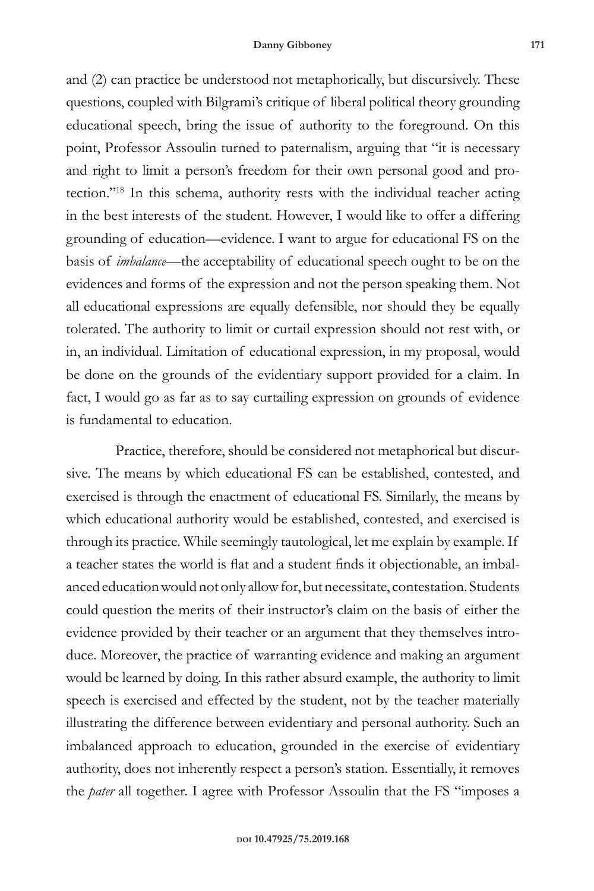and (2) can practice be understood not metaphorically, but discursively. These questions, coupled with Bilgrami's critique of liberal political theory grounding educational speech, bring the issue of authority to the foreground. On this point, Professor Assoulin turned to paternalism, arguing that "it is necessary and right to limit a person's freedom for their own personal good and protection."[18] In this schema, authority rests with the individual teacher acting in the best interests of the student. However, I would like to offer a differing grounding of education—evidence. I want to argue for educational FS on the basis of *imbalance*—the acceptability of educational speech ought to be on the evidences and forms of the expression and not the person speaking them. Not all educational expressions are equally defensible, nor should they be equally tolerated. The authority to limit or curtail expression should not rest with, or in, an individual. Limitation of educational expression, in my proposal, would be done on the grounds of the evidentiary support provided for a claim. In fact, I would go as far as to say curtailing expression on grounds of evidence is fundamental to education.

Practice, therefore, should be considered not metaphorical but discursive. The means by which educational FS can be established, contested, and exercised is through the enactment of educational FS. Similarly, the means by which educational authority would be established, contested, and exercised is through its practice. While seemingly tautological, let me explain by example. If a teacher states the world is flat and a student finds it objectionable, an imbalanced education would not only allow for, but necessitate, contestation. Students could question the merits of their instructor's claim on the basis of either the evidence provided by their teacher or an argument that they themselves introduce. Moreover, the practice of warranting evidence and making an argument would be learned by doing. In this rather absurd example, the authority to limit speech is exercised and effected by the student, not by the teacher materially illustrating the difference between evidentiary and personal authority. Such an imbalanced approach to education, grounded in the exercise of evidentiary authority, does not inherently respect a person's station. Essentially, it removes the *pater* all together. I agree with Professor Assoulin that the FS "imposes a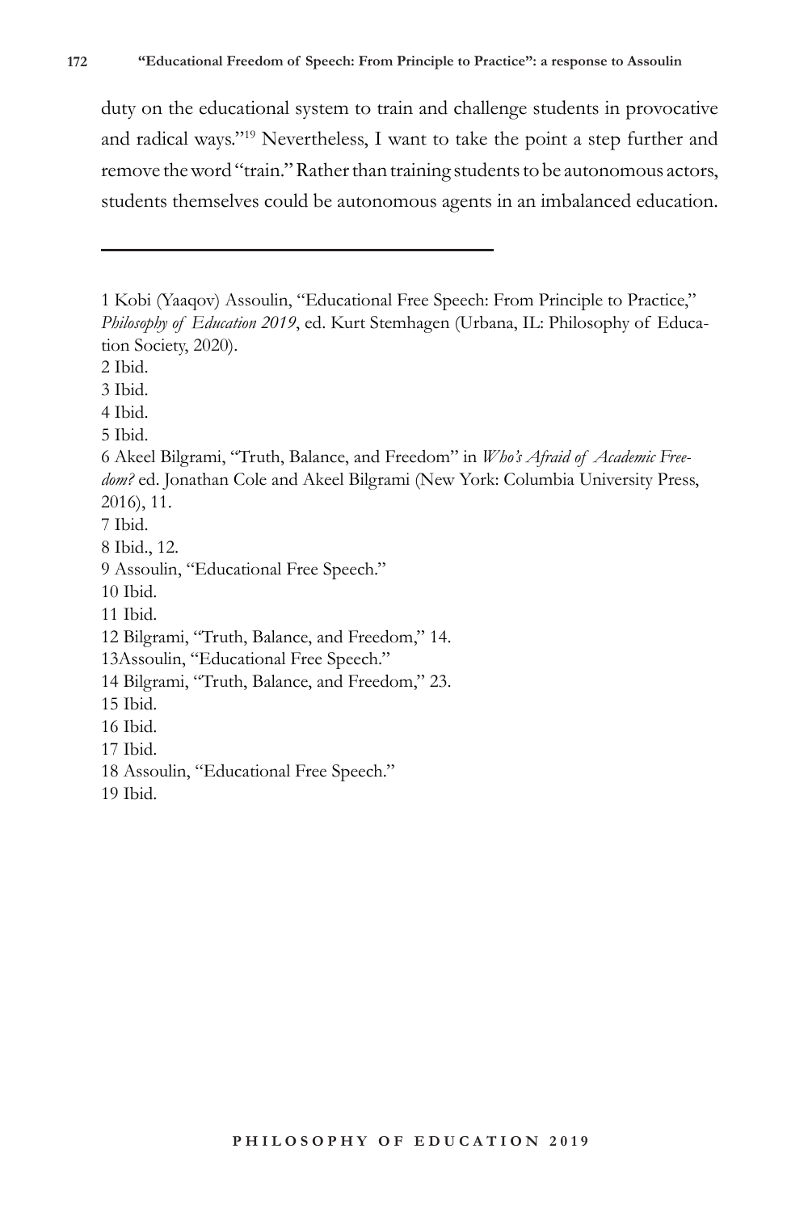duty on the educational system to train and challenge students in provocative and radical ways."[19] Nevertheless, I want to take the point a step further and remove the word "train." Rather than training students to be autonomous actors, students themselves could be autonomous agents in an imbalanced education.

---

1 Kobi (Yaaqov) Assoulin, "Educational Free Speech: From Principle to Practice," *Philosophy of Education 2019*, ed. Kurt Stemhagen (Urbana, IL: Philosophy of Education Society, 2020).
2 Ibid.
3 Ibid.
4 Ibid.
5 Ibid.
6 Akeel Bilgrami, "Truth, Balance, and Freedom" in *Who's Afraid of Academic Freedom?* ed. Jonathan Cole and Akeel Bilgrami (New York: Columbia University Press, 2016), 11.
7 Ibid.
8 Ibid., 12.
9 Assoulin, "Educational Free Speech."
10 Ibid.
11 Ibid.
12 Bilgrami, "Truth, Balance, and Freedom," 14.
13Assoulin, "Educational Free Speech."
14 Bilgrami, "Truth, Balance, and Freedom," 23.
15 Ibid.
16 Ibid.
17 Ibid.
18 Assoulin, "Educational Free Speech."
19 Ibid.